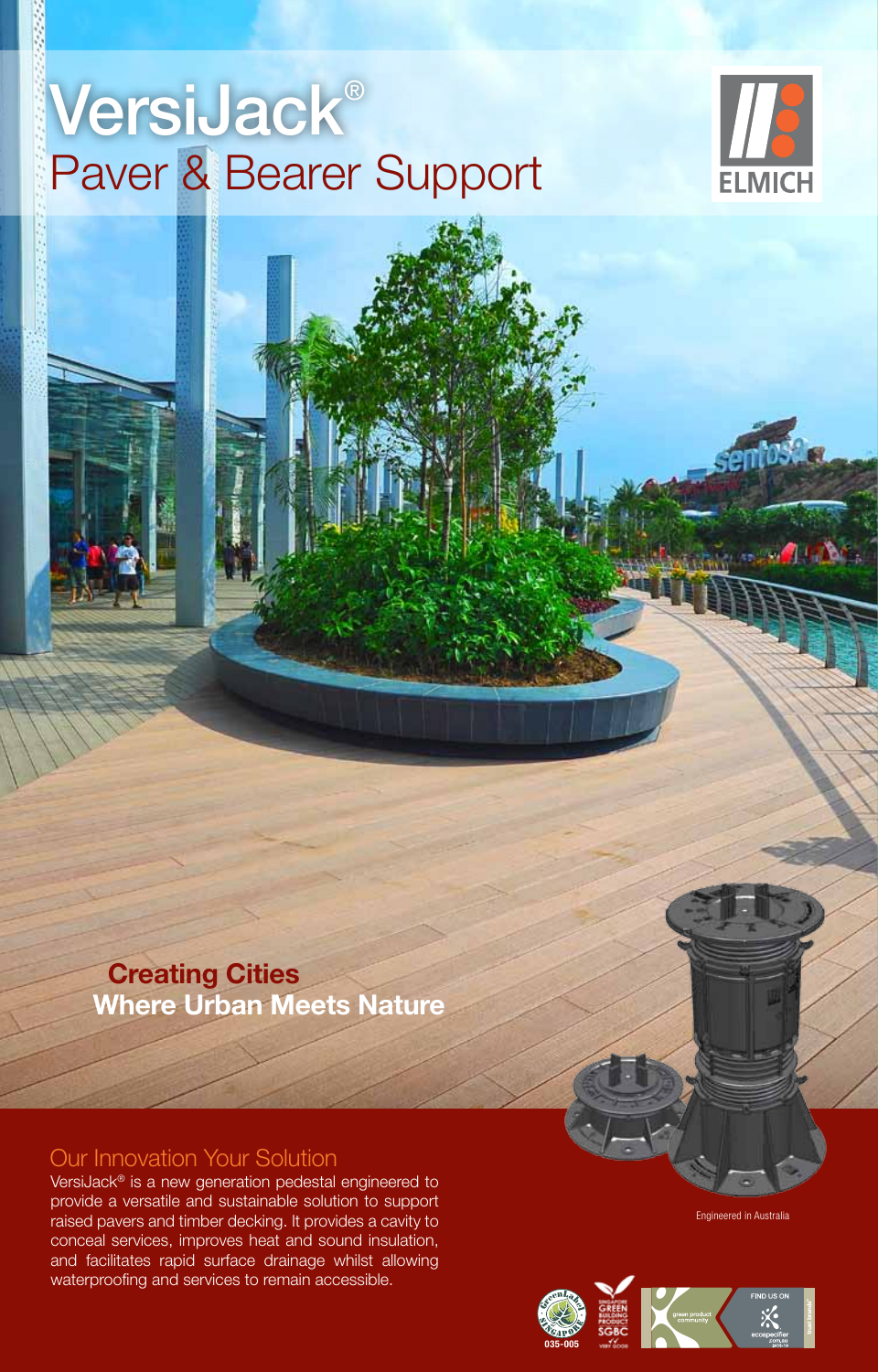# VersiJack®

## Paver & Bearer Support

ELMICH

**Creating Cities**
**Where Urban Meets Nature**

## Our Innovation Your Solution

VersiJack® is a new generation pedestal engineered to provide a versatile and sustainable solution to support raised pavers and timber decking. It provides a cavity to conceal services, improves heat and sound insulation, and facilitates rapid surface drainage whilst allowing waterproofing and services to remain accessible.

Engineered in Australia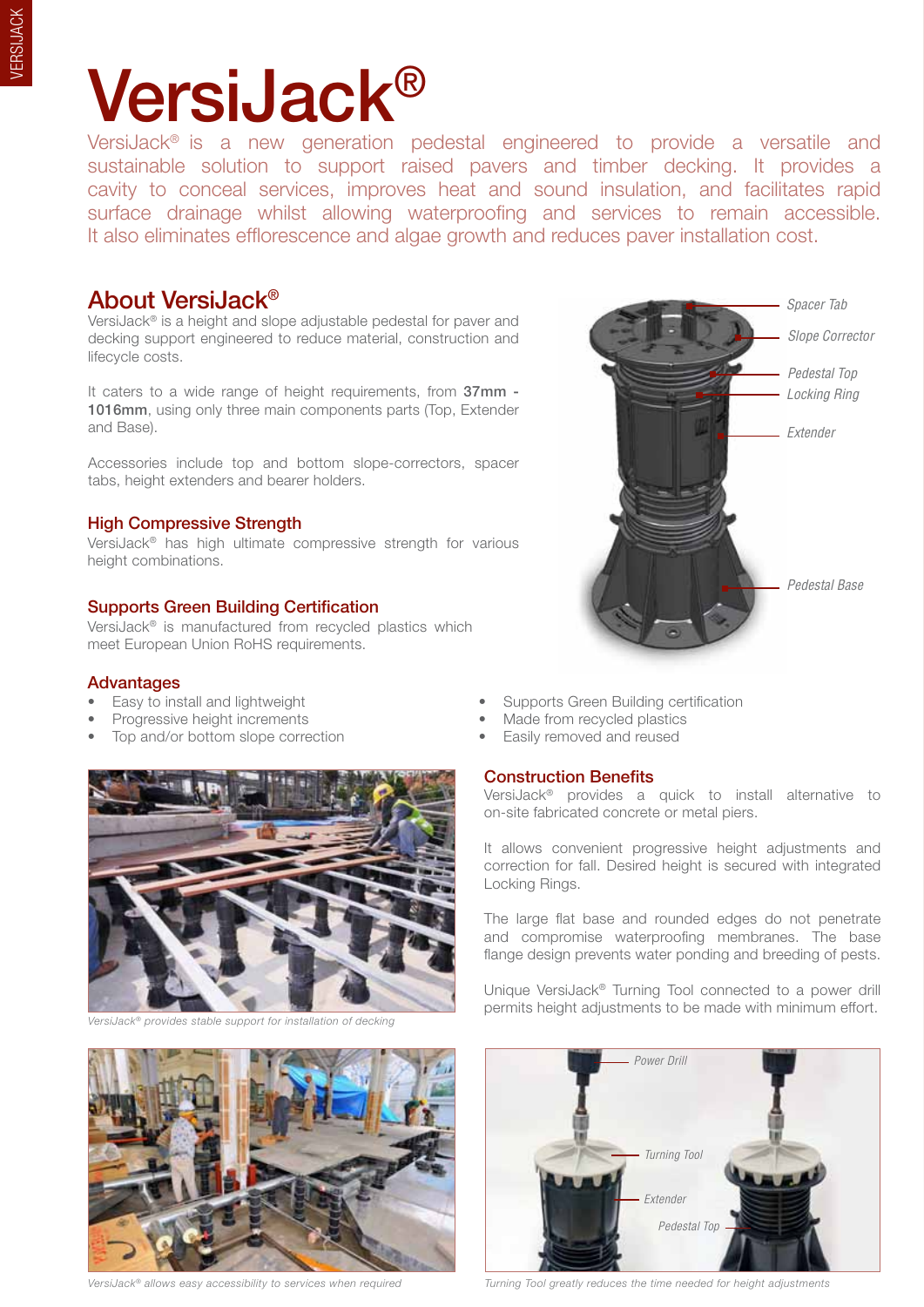# VersiJack®

VersiJack® is a new generation pedestal engineered to provide a versatile and sustainable solution to support raised pavers and timber decking. It provides a cavity to conceal services, improves heat and sound insulation, and facilitates rapid surface drainage whilst allowing waterproofing and services to remain accessible. It also eliminates efflorescence and algae growth and reduces paver installation cost.

## About VersiJack®

VersiJack® is a height and slope adjustable pedestal for paver and decking support engineered to reduce material, construction and lifecycle costs.

It caters to a wide range of height requirements, from **37mm - 1016mm**, using only three main components parts (Top, Extender and Base).

Accessories include top and bottom slope-correctors, spacer tabs, height extenders and bearer holders.

*Spacer Tab*

*Slope Corrector*

*Pedestal Top*

*Locking Ring*

*Extender*

*Pedestal Base*

### High Compressive Strength

VersiJack® has high ultimate compressive strength for various height combinations.

### Supports Green Building Certification

VersiJack® is manufactured from recycled plastics which meet European Union RoHS requirements.

### Advantages

- Easy to install and lightweight
- Progressive height increments
- Top and/or bottom slope correction
- Supports Green Building certification
- Made from recycled plastics
- Easily removed and reused

*VersiJack® provides stable support for installation of decking*

### Construction Benefits

VersiJack® provides a quick to install alternative to on-site fabricated concrete or metal piers.

It allows convenient progressive height adjustments and correction for fall. Desired height is secured with integrated Locking Rings.

The large flat base and rounded edges do not penetrate and compromise waterproofing membranes. The base flange design prevents water ponding and breeding of pests.

Unique VersiJack® Turning Tool connected to a power drill permits height adjustments to be made with minimum effort.

*VersiJack® allows easy accessibility to services when required*

*Power Drill*

*Turning Tool*

*Extender*

*Pedestal Top*

*Turning Tool greatly reduces the time needed for height adjustments*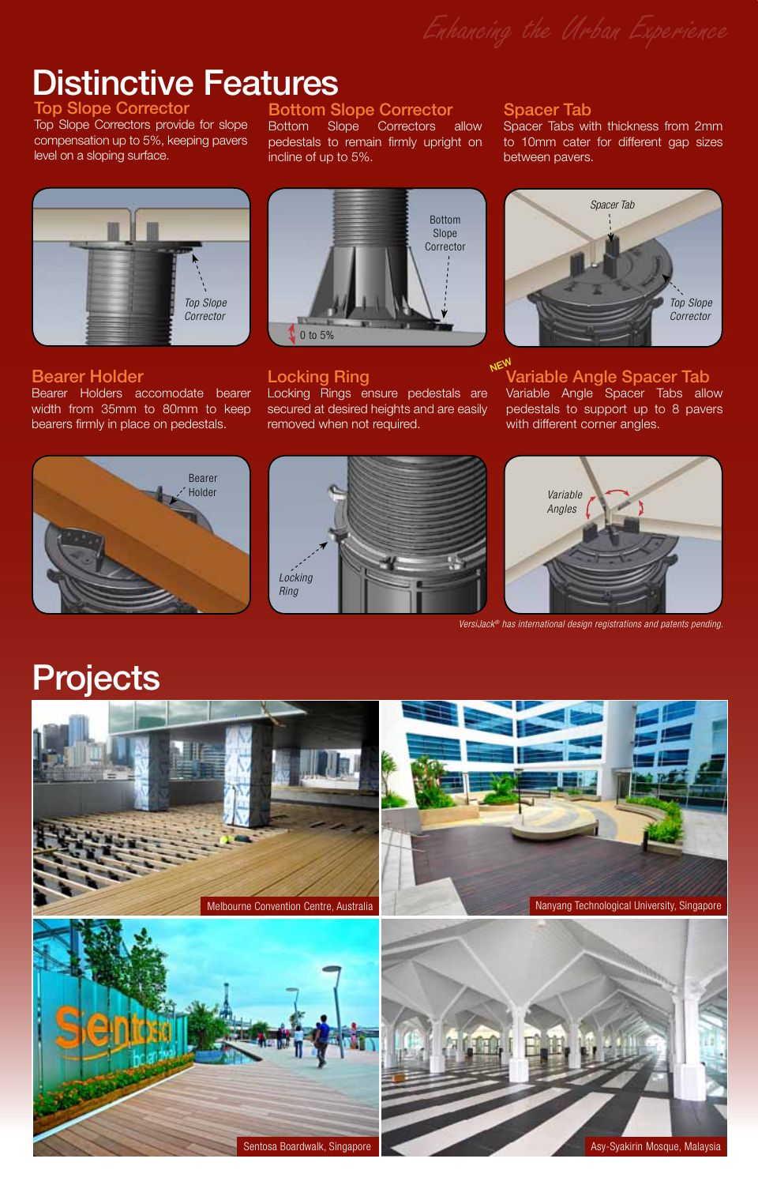# Distinctive Features

### Top Slope Corrector

Top Slope Correctors provide for slope compensation up to 5%, keeping pavers level on a sloping surface.

### Bottom Slope Corrector

Bottom Slope Correctors allow pedestals to remain firmly upright on incline of up to 5%.

### Spacer Tab

Spacer Tabs with thickness from 2mm to 10mm cater for different gap sizes between pavers.

### Bearer Holder

Bearer Holders accomodate bearer width from 35mm to 80mm to keep bearers firmly in place on pedestals.

### Locking Ring

Locking Rings ensure pedestals are secured at desired heights and are easily removed when not required.

### NEW Variable Angle Spacer Tab

Variable Angle Spacer Tabs allow pedestals to support up to 8 pavers with different corner angles.

*VersiJack® has international design registrations and patents pending.*

# Projects

Melbourne Convention Centre, Australia

Nanyang Technological University, Singapore

Sentosa Boardwalk, Singapore

Asy-Syakirin Mosque, Malaysia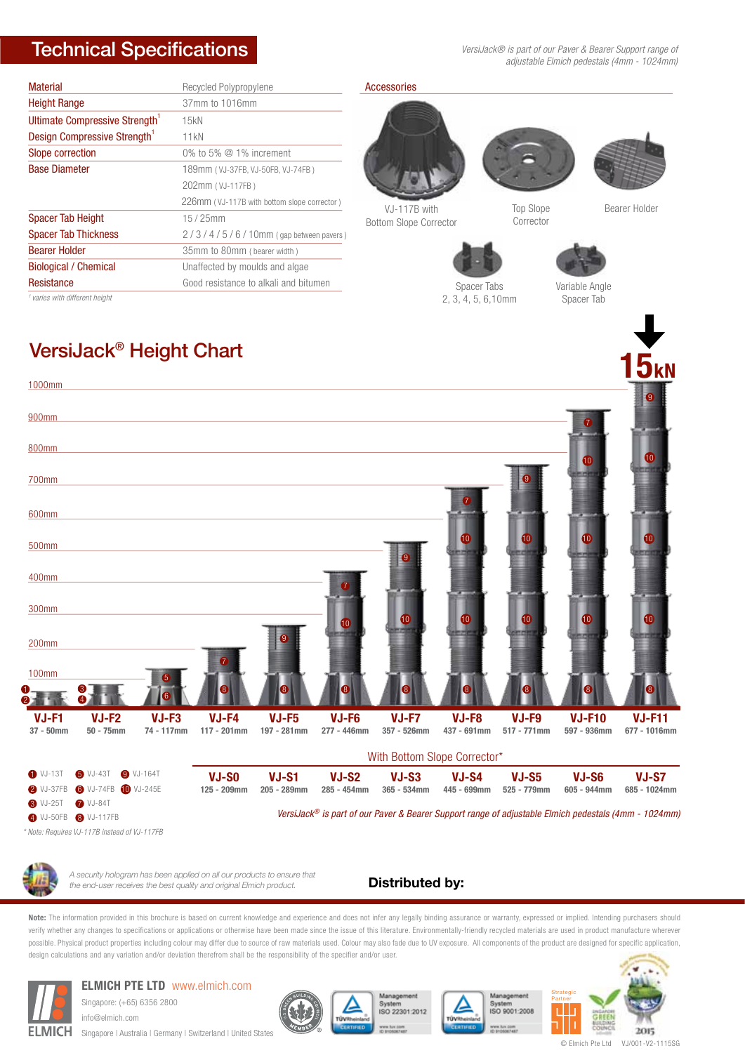# Technical Specifications

*VersiJack® is part of our Paver & Bearer Support range of adjustable Elmich pedestals (4mm - 1024mm)*

| | |
|---|---|
| Material | Recycled Polypropylene |
| Height Range | 37mm to 1016mm |
| Ultimate Compressive Strength[1] | 15kN |
| Design Compressive Strength[1] | 11kN |
| Slope correction | 0% to 5% @ 1% increment |
| Base Diameter | 189mm ( VJ-37FB, VJ-50FB, VJ-74FB ) |
| | 202mm ( VJ-117FB ) |
| | 226mm ( VJ-117B with bottom slope corrector ) |
| Spacer Tab Height | 15 / 25mm |
| Spacer Tab Thickness | 2 / 3 / 4 / 5 / 6 / 10mm ( gap between pavers ) |
| Bearer Holder | 35mm to 80mm ( bearer width ) |
| Biological / Chemical | Unaffected by moulds and algae |
| Resistance | Good resistance to alkali and bitumen |

[1] varies with different height

## Accessories

VJ-117B with Bottom Slope Corrector

Top Slope Corrector

Bearer Holder

Spacer Tabs 2, 3, 4, 5, 6,10mm

Variable Angle Spacer Tab

## VersiJack® Height Chart

15kN

1000mm
900mm
800mm
700mm
600mm
500mm
400mm
300mm
200mm
100mm

VJ-F1 37 - 50mm
VJ-F2 50 - 75mm
VJ-F3 74 - 117mm
VJ-F4 117 - 201mm
VJ-F5 197 - 281mm
VJ-F6 277 - 446mm
VJ-F7 357 - 526mm
VJ-F8 437 - 691mm
VJ-F9 517 - 771mm
VJ-F10 597 - 936mm
VJ-F11 677 - 1016mm

With Bottom Slope Corrector*

VJ-S0 125 - 209mm
VJ-S1 205 - 289mm
VJ-S2 285 - 454mm
VJ-S3 365 - 534mm
VJ-S4 445 - 699mm
VJ-S5 525 - 779mm
VJ-S6 605 - 944mm
VJ-S7 685 - 1024mm

1 VJ-13T
2 VJ-37FB
3 VJ-25T
4 VJ-50FB
5 VJ-43T
6 VJ-74FB
7 VJ-84T
8 VJ-117FB
9 VJ-164T
10 VJ-245E

\* Note: Requires VJ-117B instead of VJ-117FB

*VersiJack® is part of our Paver & Bearer Support range of adjustable Elmich pedestals (4mm - 1024mm)*

*A security hologram has been applied on all our products to ensure that the end-user receives the best quality and original Elmich product.*

**Distributed by:**

**Note:** The information provided in this brochure is based on current knowledge and experience and does not infer any legally binding assurance or warranty, expressed or implied. Intending purchasers should verify whether any changes to specifications or applications or otherwise have been made since the issue of this literature. Environmentally-friendly recycled materials are used in product manufacture wherever possible. Physical product properties including colour may differ due to source of raw materials used. Colour may also fade due to UV exposure. All components of the product are designed for specific application, design calculations and any variation and/or deviation therefrom shall be the responsibility of the specifier and/or user.

**ELMICH PTE LTD** www.elmich.com
Singapore: (+65) 6356 2800
info@elmich.com
Singapore | Australia | Germany | Switzerland | United States

Management System ISO 22301:2012

Management System ISO 9001:2008

Strategic Partner

© Elmich Pte Ltd VJ/001-V2-1115SG